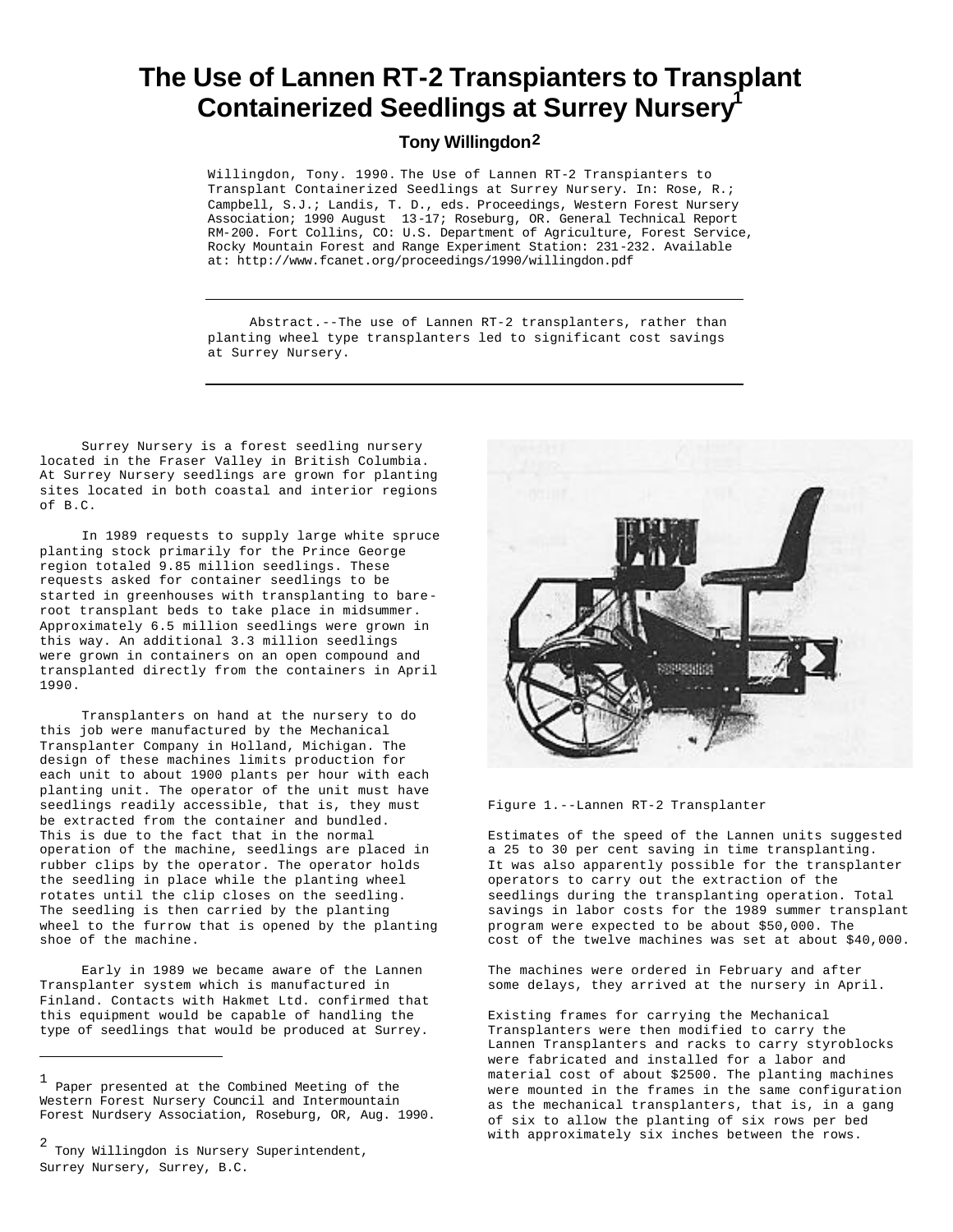# The Use of Lannen RT-2 Transpianters to Transplant Containerized Seedlings at Surrey Nursery[1]

**Tony Willingdon[2]**

Willingdon, Tony. 1990. The Use of Lannen RT-2 Transpianters to Transplant Containerized Seedlings at Surrey Nursery. In: Rose, R.; Campbell, S.J.; Landis, T. D., eds. Proceedings, Western Forest Nursery Association; 1990 August 13-17; Roseburg, OR. General Technical Report RM-200. Fort Collins, CO: U.S. Department of Agriculture, Forest Service, Rocky Mountain Forest and Range Experiment Station: 231-232. Available at: http://www.fcanet.org/proceedings/1990/willingdon.pdf

---

Abstract.--The use of Lannen RT-2 transplanters, rather than planting wheel type transplanters led to significant cost savings at Surrey Nursery.

---

Surrey Nursery is a forest seedling nursery located in the Fraser Valley in British Columbia. At Surrey Nursery seedlings are grown for planting sites located in both coastal and interior regions of B.C.

In 1989 requests to supply large white spruce planting stock primarily for the Prince George region totaled 9.85 million seedlings. These requests asked for container seedlings to be started in greenhouses with transplanting to bare-root transplant beds to take place in midsummer. Approximately 6.5 million seedlings were grown in this way. An additional 3.3 million seedlings were grown in containers on an open compound and transplanted directly from the containers in April 1990.

Transplanters on hand at the nursery to do this job were manufactured by the Mechanical Transplanter Company in Holland, Michigan. The design of these machines limits production for each unit to about 1900 plants per hour with each planting unit. The operator of the unit must have seedlings readily accessible, that is, they must be extracted from the container and bundled. This is due to the fact that in the normal operation of the machine, seedlings are placed in rubber clips by the operator. The operator holds the seedling in place while the planting wheel rotates until the clip closes on the seedling. The seedling is then carried by the planting wheel to the furrow that is opened by the planting shoe of the machine.

Early in 1989 we became aware of the Lannen Transplanter system which is manufactured in Finland. Contacts with Hakmet Ltd. confirmed that this equipment would be capable of handling the type of seedlings that would be produced at Surrey.

Figure 1.--Lannen RT-2 Transplanter

Estimates of the speed of the Lannen units suggested a 25 to 30 per cent saving in time transplanting. It was also apparently possible for the transplanter operators to carry out the extraction of the seedlings during the transplanting operation. Total savings in labor costs for the 1989 summer transplant program were expected to be about $50,000. The cost of the twelve machines was set at about $40,000.

The machines were ordered in February and after some delays, they arrived at the nursery in April.

Existing frames for carrying the Mechanical Transplanters were then modified to carry the Lannen Transplanters and racks to carry styroblocks were fabricated and installed for a labor and material cost of about $2500. The planting machines were mounted in the frames in the same configuration as the mechanical transplanters, that is, in a gang of six to allow the planting of six rows per bed with approximately six inches between the rows.

---

[1] Paper presented at the Combined Meeting of the Western Forest Nursery Council and Intermountain Forest Nurdsery Association, Roseburg, OR, Aug. 1990.

[2] Tony Willingdon is Nursery Superintendent, Surrey Nursery, Surrey, B.C.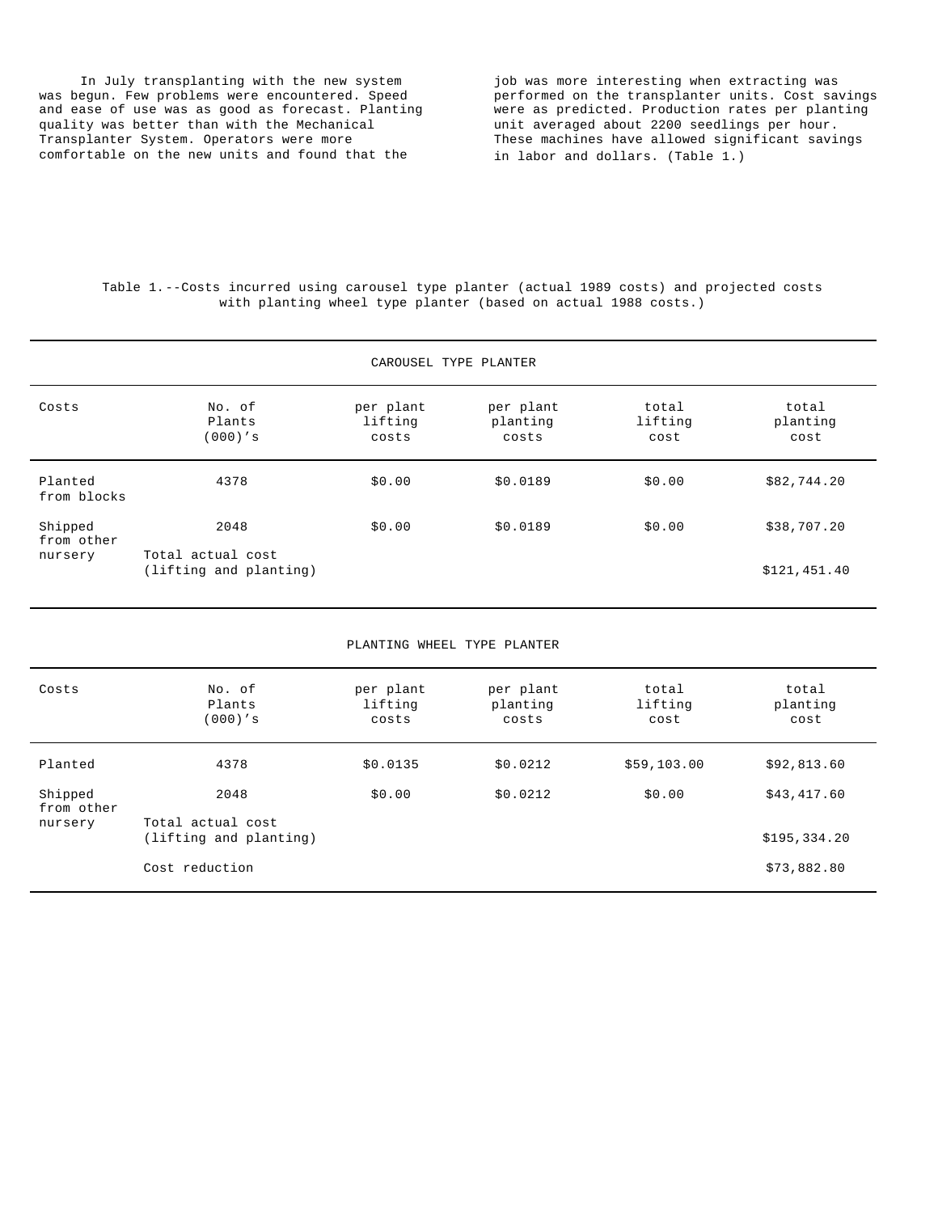In July transplanting with the new system was begun. Few problems were encountered. Speed and ease of use was as good as forecast. Planting quality was better than with the Mechanical Transplanter System. Operators were more comfortable on the new units and found that the job was more interesting when extracting was performed on the transplanter units. Cost savings were as predicted. Production rates per planting unit averaged about 2200 seedlings per hour. These machines have allowed significant savings in labor and dollars. (Table 1.)

Table 1.--Costs incurred using carousel type planter (actual 1989 costs) and projected costs with planting wheel type planter (based on actual 1988 costs.)

| CAROUSEL TYPE PLANTER | | | | | |
|---|---|---|---|---|---|
| Costs | No. of Plants (000)'s | per plant lifting costs | per plant planting costs | total lifting cost | total planting cost |
| Planted from blocks | 4378 | $0.00 | $0.0189 | $0.00 | $82,744.20 |
| Shipped from other nursery | 2048 | $0.00 | $0.0189 | $0.00 | $38,707.20 |
| | Total actual cost (lifting and planting) | | | | $121,451.40 |

| PLANTING WHEEL TYPE PLANTER | | | | | |
|---|---|---|---|---|---|
| Costs | No. of Plants (000)'s | per plant lifting costs | per plant planting costs | total lifting cost | total planting cost |
| Planted | 4378 | $0.0135 | $0.0212 | $59,103.00 | $92,813.60 |
| Shipped from other nursery | 2048 | $0.00 | $0.0212 | $0.00 | $43,417.60 |
| | Total actual cost (lifting and planting) | | | | $195,334.20 |
| | Cost reduction | | | | $73,882.80 |